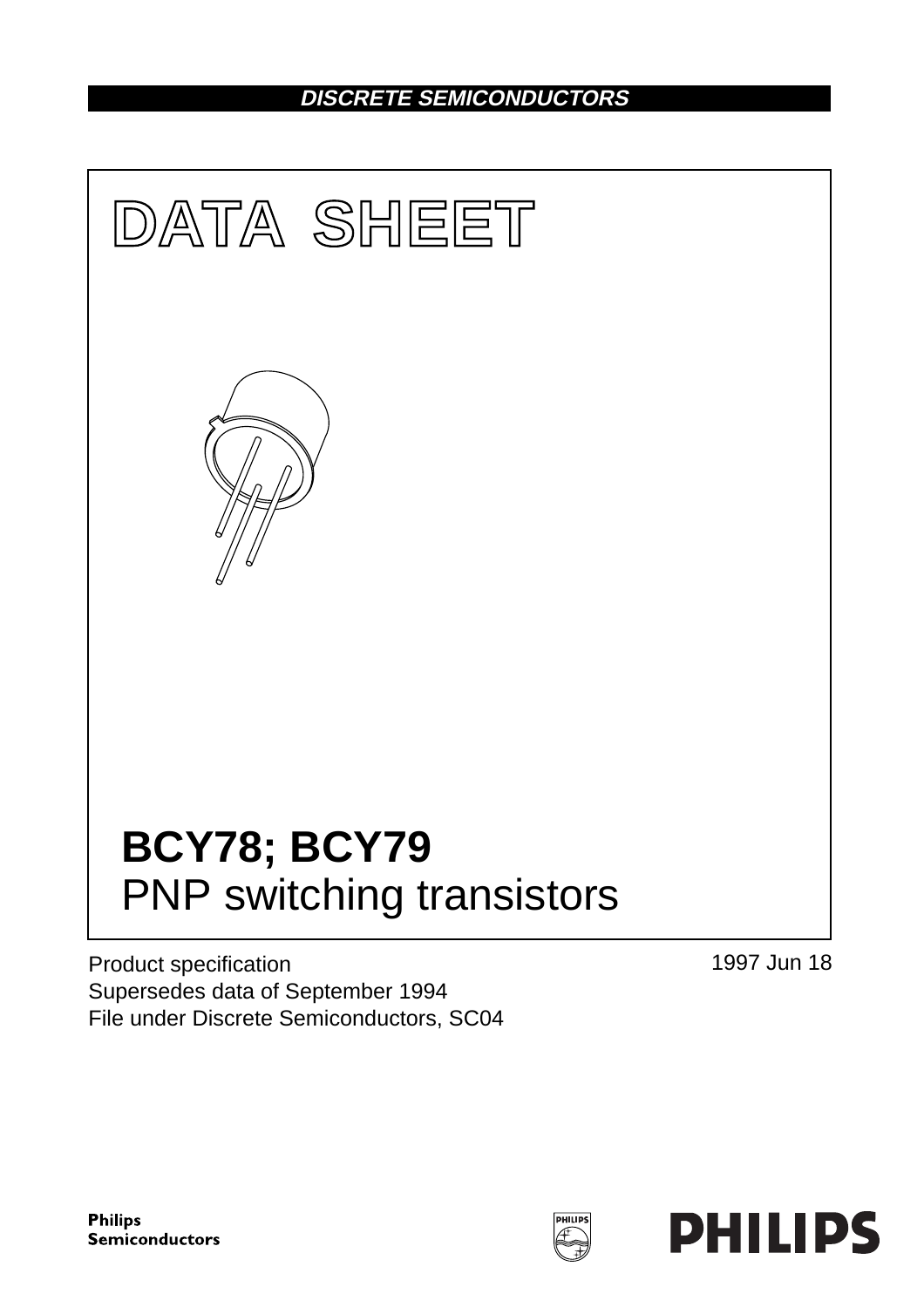DISCRETE SEMICONDUCTORS

# DATA SHEET

# BCY78; BCY79
## PNP switching transistors

Product specification
Supersedes data of September 1994
File under Discrete Semiconductors, SC04

1997 Jun 18

Philips Semiconductors

PHILIPS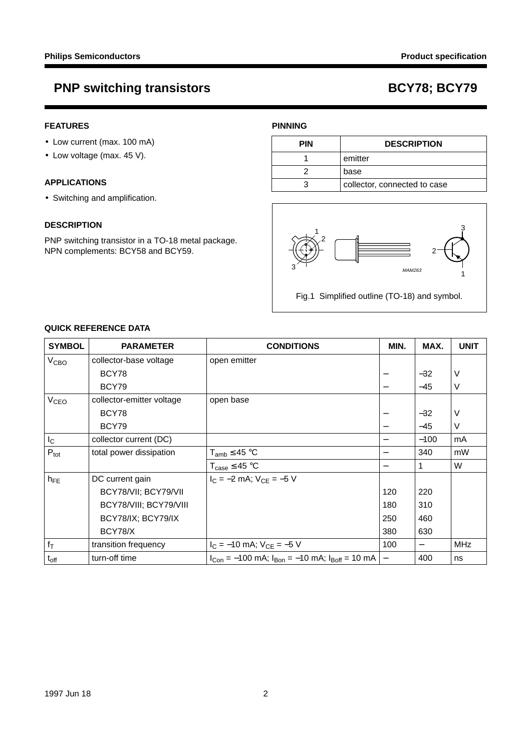# PNP switching transistors — BCY78; BCY79

## FEATURES

- Low current (max. 100 mA)
- Low voltage (max. 45 V).

## APPLICATIONS

- Switching and amplification.

## DESCRIPTION

PNP switching transistor in a TO-18 metal package.
NPN complements: BCY58 and BCY59.

## PINNING

| PIN | DESCRIPTION |
|---|---|
| 1 | emitter |
| 2 | base |
| 3 | collector, connected to case |

Fig.1 Simplified outline (TO-18) and symbol.

## QUICK REFERENCE DATA

| SYMBOL | PARAMETER | CONDITIONS | MIN. | MAX. | UNIT |
|---|---|---|---|---|---|
| $V_{CBO}$ | collector-base voltage | open emitter | | | |
| | BCY78 | | − | −32 | V |
| | BCY79 | | − | −45 | V |
| $V_{CEO}$ | collector-emitter voltage | open base | | | |
| | BCY78 | | − | −32 | V |
| | BCY79 | | − | −45 | V |
| $I_C$ | collector current (DC) | | − | −100 | mA |
| $P_{tot}$ | total power dissipation | $T_{amb} \leq 45$ °C | − | 340 | mW |
| | | $T_{case} \leq 45$ °C | − | 1 | W |
| $h_{FE}$ | DC current gain | $I_C = -2$ mA; $V_{CE} = -5$ V | | | |
| | BCY78/VII; BCY79/VII | | 120 | 220 | |
| | BCY78/VIII; BCY79/VIII | | 180 | 310 | |
| | BCY78/IX; BCY79/IX | | 250 | 460 | |
| | BCY78/X | | 380 | 630 | |
| $f_T$ | transition frequency | $I_C = -10$ mA; $V_{CE} = -5$ V | 100 | − | MHz |
| $t_{off}$ | turn-off time | $I_{Con} = -100$ mA; $I_{Bon} = -10$ mA; $I_{Boff} = 10$ mA | − | 400 | ns |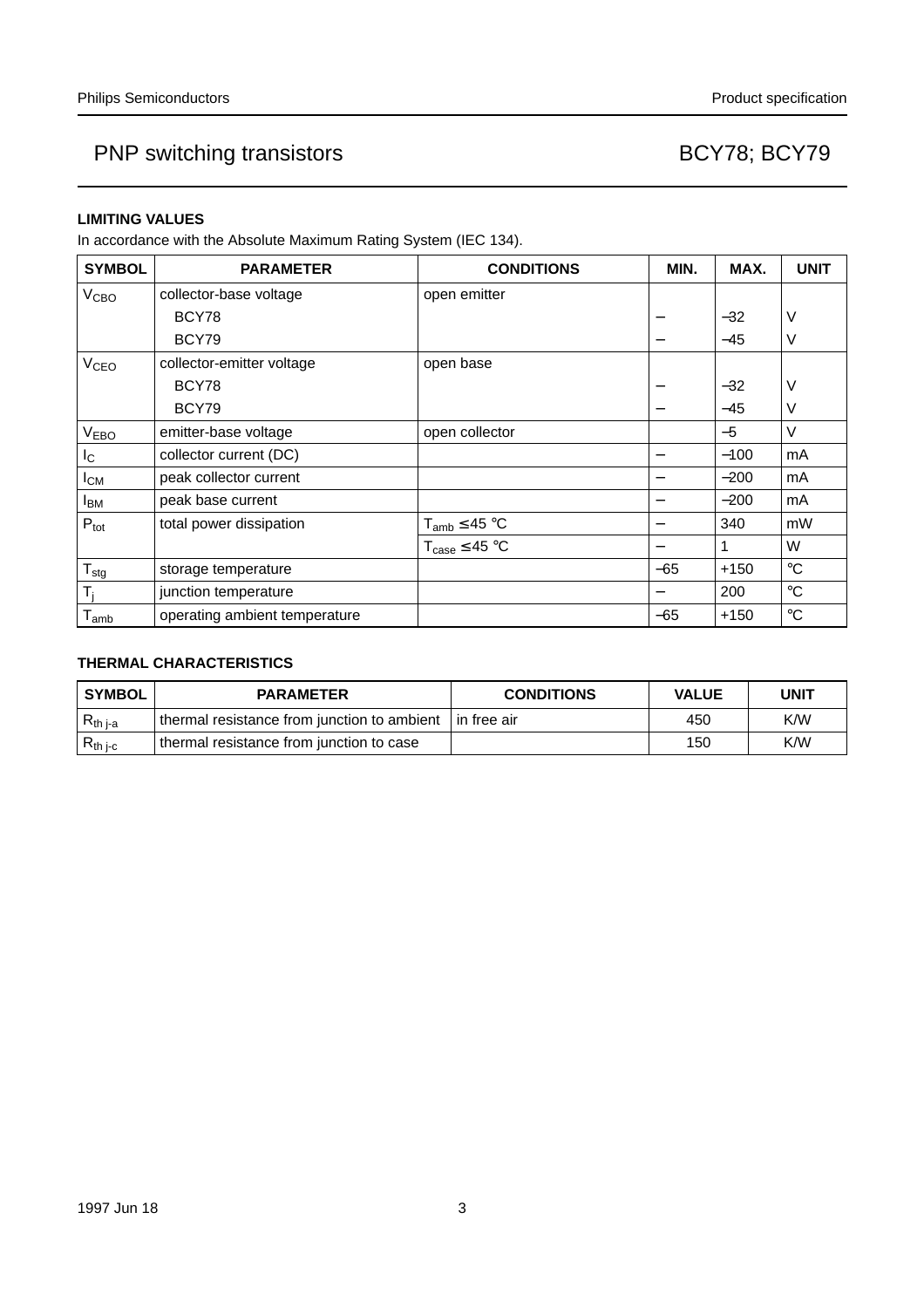## LIMITING VALUES

In accordance with the Absolute Maximum Rating System (IEC 134).

| SYMBOL | PARAMETER | CONDITIONS | MIN. | MAX. | UNIT |
|---|---|---|---|---|---|
| $V_{CBO}$ | collector-base voltage | open emitter | | | |
| | BCY78 | | − | −32 | V |
| | BCY79 | | − | −45 | V |
| $V_{CEO}$ | collector-emitter voltage | open base | | | |
| | BCY78 | | − | −32 | V |
| | BCY79 | | − | −45 | V |
| $V_{EBO}$ | emitter-base voltage | open collector | | −5 | V |
| $I_C$ | collector current (DC) | | − | −100 | mA |
| $I_{CM}$ | peak collector current | | − | −200 | mA |
| $I_{BM}$ | peak base current | | − | −200 | mA |
| $P_{tot}$ | total power dissipation | $T_{amb} \leq 45$ °C | − | 340 | mW |
| | | $T_{case} \leq 45$ °C | − | 1 | W |
| $T_{stg}$ | storage temperature | | −65 | +150 | °C |
| $T_j$ | junction temperature | | − | 200 | °C |
| $T_{amb}$ | operating ambient temperature | | −65 | +150 | °C |

## THERMAL CHARACTERISTICS

| SYMBOL | PARAMETER | CONDITIONS | VALUE | UNIT |
|---|---|---|---|---|
| $R_{th\ j\text{-}a}$ | thermal resistance from junction to ambient | in free air | 450 | K/W |
| $R_{th\ j\text{-}c}$ | thermal resistance from junction to case | | 150 | K/W |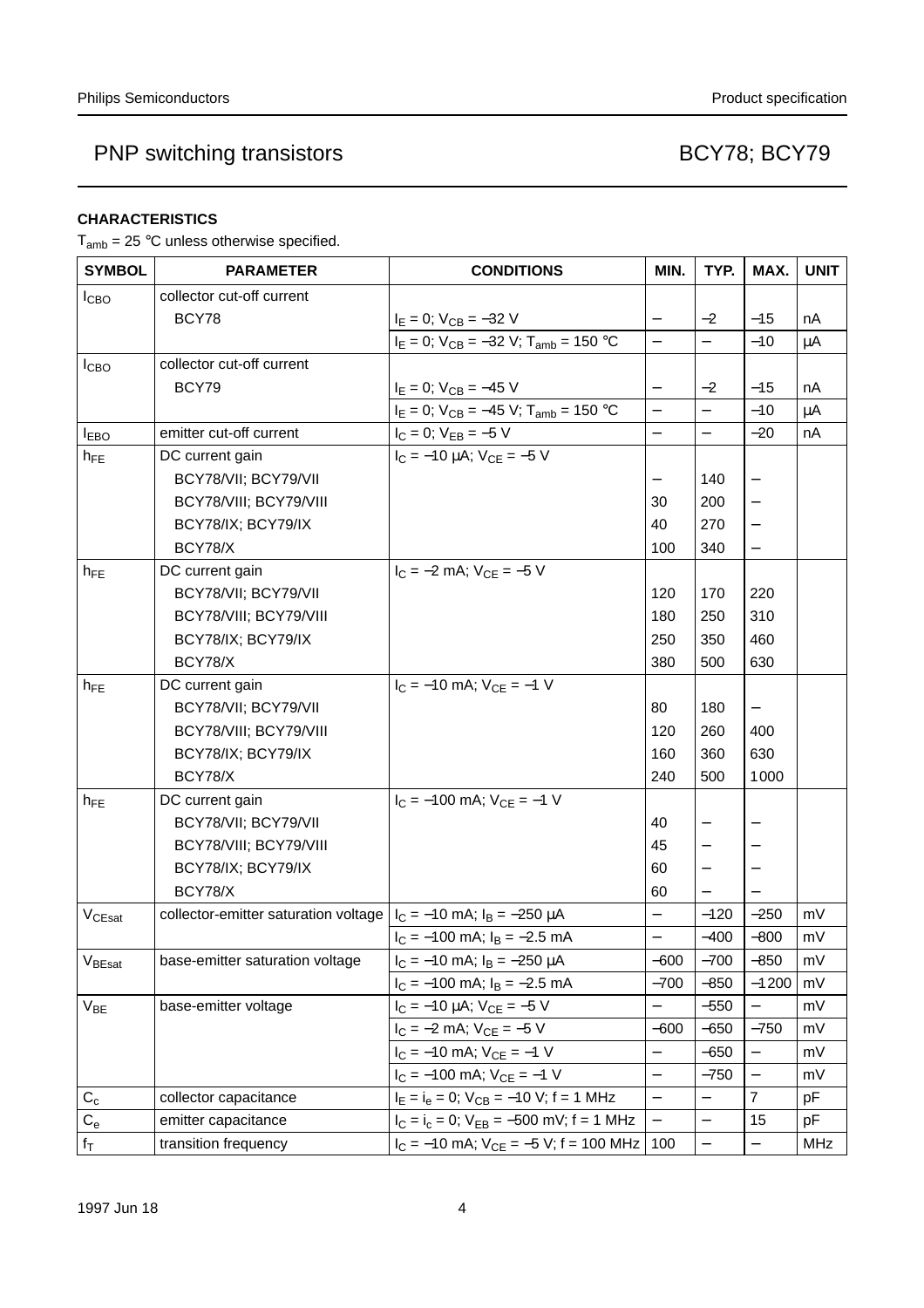## CHARACTERISTICS

$T_{amb}$ = 25 °C unless otherwise specified.

| SYMBOL | PARAMETER | CONDITIONS | MIN. | TYP. | MAX. | UNIT |
|---|---|---|---|---|---|---|
| $I_{CBO}$ | collector cut-off current | | | | | |
| | BCY78 | $I_E$ = 0; $V_{CB}$ = −32 V | − | −2 | −15 | nA |
| | | $I_E$ = 0; $V_{CB}$ = −32 V; $T_{amb}$ = 150 °C | − | − | −10 | μA |
| $I_{CBO}$ | collector cut-off current | | | | | |
| | BCY79 | $I_E$ = 0; $V_{CB}$ = −45 V | − | −2 | −15 | nA |
| | | $I_E$ = 0; $V_{CB}$ = −45 V; $T_{amb}$ = 150 °C | − | − | −10 | μA |
| $I_{EBO}$ | emitter cut-off current | $I_C$ = 0; $V_{EB}$ = −5 V | − | − | −20 | nA |
| $h_{FE}$ | DC current gain | $I_C$ = −10 μA; $V_{CE}$ = −5 V | | | | |
| | BCY78/VII; BCY79/VII | | − | 140 | − | |
| | BCY78/VIII; BCY79/VIII | | 30 | 200 | − | |
| | BCY78/IX; BCY79/IX | | 40 | 270 | − | |
| | BCY78/X | | 100 | 340 | − | |
| $h_{FE}$ | DC current gain | $I_C$ = −2 mA; $V_{CE}$ = −5 V | | | | |
| | BCY78/VII; BCY79/VII | | 120 | 170 | 220 | |
| | BCY78/VIII; BCY79/VIII | | 180 | 250 | 310 | |
| | BCY78/IX; BCY79/IX | | 250 | 350 | 460 | |
| | BCY78/X | | 380 | 500 | 630 | |
| $h_{FE}$ | DC current gain | $I_C$ = −10 mA; $V_{CE}$ = −1 V | | | | |
| | BCY78/VII; BCY79/VII | | 80 | 180 | − | |
| | BCY78/VIII; BCY79/VIII | | 120 | 260 | 400 | |
| | BCY78/IX; BCY79/IX | | 160 | 360 | 630 | |
| | BCY78/X | | 240 | 500 | 1000 | |
| $h_{FE}$ | DC current gain | $I_C$ = −100 mA; $V_{CE}$ = −1 V | | | | |
| | BCY78/VII; BCY79/VII | | 40 | − | − | |
| | BCY78/VIII; BCY79/VIII | | 45 | − | − | |
| | BCY78/IX; BCY79/IX | | 60 | − | − | |
| | BCY78/X | | 60 | − | − | |
| $V_{CEsat}$ | collector-emitter saturation voltage | $I_C$ = −10 mA; $I_B$ = −250 μA | − | −120 | −250 | mV |
| | | $I_C$ = −100 mA; $I_B$ = −2.5 mA | − | −400 | −800 | mV |
| $V_{BEsat}$ | base-emitter saturation voltage | $I_C$ = −10 mA; $I_B$ = −250 μA | −600 | −700 | −850 | mV |
| | | $I_C$ = −100 mA; $I_B$ = −2.5 mA | −700 | −850 | −1200 | mV |
| $V_{BE}$ | base-emitter voltage | $I_C$ = −10 μA; $V_{CE}$ = −5 V | − | −550 | − | mV |
| | | $I_C$ = −2 mA; $V_{CE}$ = −5 V | −600 | −650 | −750 | mV |
| | | $I_C$ = −10 mA; $V_{CE}$ = −1 V | − | −650 | − | mV |
| | | $I_C$ = −100 mA; $V_{CE}$ = −1 V | − | −750 | − | mV |
| $C_c$ | collector capacitance | $I_E$ = $i_e$ = 0; $V_{CB}$ = −10 V; f = 1 MHz | − | − | 7 | pF |
| $C_e$ | emitter capacitance | $I_C$ = $i_c$ = 0; $V_{EB}$ = −500 mV; f = 1 MHz | − | − | 15 | pF |
| $f_T$ | transition frequency | $I_C$ = −10 mA; $V_{CE}$ = −5 V; f = 100 MHz | 100 | − | − | MHz |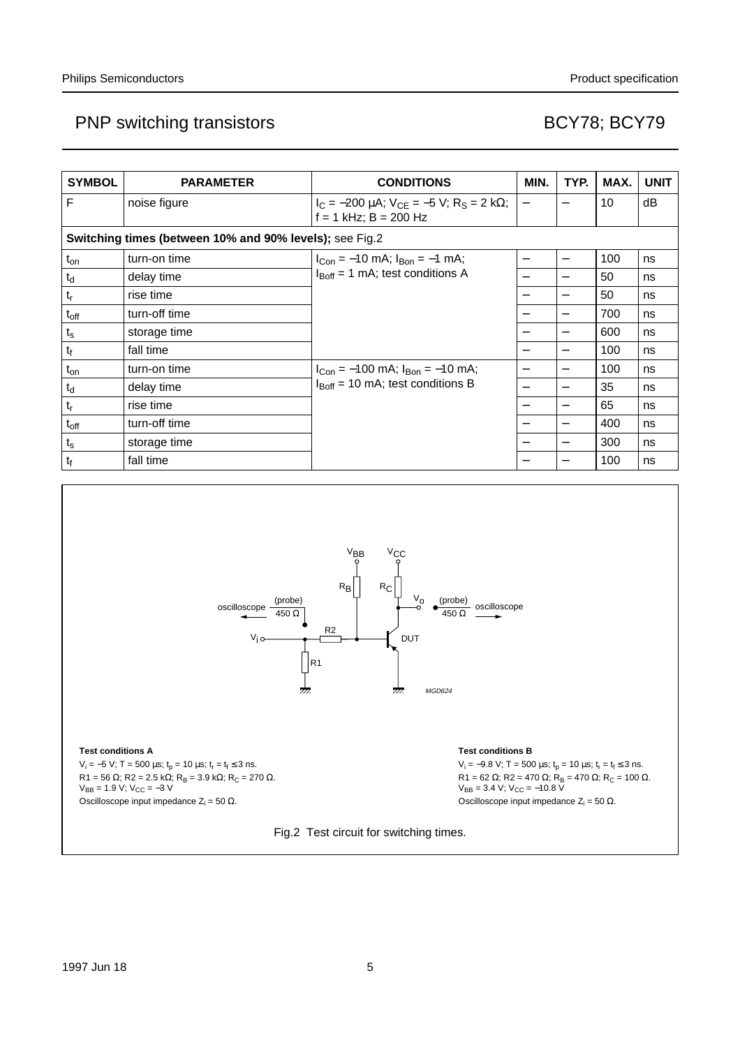| SYMBOL | PARAMETER | CONDITIONS | MIN. | TYP. | MAX. | UNIT |
|---|---|---|---|---|---|---|
| F | noise figure | $I_C$ = −200 μA; $V_{CE}$ = −5 V; $R_S$ = 2 kΩ; f = 1 kHz; B = 200 Hz | − | − | 10 | dB |
| **Switching times (between 10% and 90% levels);** see Fig.2 | | | | | | |
| $t_{on}$ | turn-on time | $I_{Con}$ = −10 mA; $I_{Bon}$ = −1 mA; $I_{Boff}$ = 1 mA; test conditions A | − | − | 100 | ns |
| $t_d$ | delay time | | − | − | 50 | ns |
| $t_r$ | rise time | | − | − | 50 | ns |
| $t_{off}$ | turn-off time | | − | − | 700 | ns |
| $t_s$ | storage time | | − | − | 600 | ns |
| $t_f$ | fall time | | − | − | 100 | ns |
| $t_{on}$ | turn-on time | $I_{Con}$ = −100 mA; $I_{Bon}$ = −10 mA; $I_{Boff}$ = 10 mA; test conditions B | − | − | 100 | ns |
| $t_d$ | delay time | | − | − | 35 | ns |
| $t_r$ | rise time | | − | − | 65 | ns |
| $t_{off}$ | turn-off time | | − | − | 400 | ns |
| $t_s$ | storage time | | − | − | 300 | ns |
| $t_f$ | fall time | | − | − | 100 | ns |

**Test conditions A**

$V_i$ = −5 V; T = 500 μs; $t_p$ = 10 μs; $t_r$ = $t_f$ ≤ 3 ns.
R1 = 56 Ω; R2 = 2.5 kΩ; $R_B$ = 3.9 kΩ; $R_C$ = 270 Ω.
$V_{BB}$ = 1.9 V; $V_{CC}$ = −3 V
Oscilloscope input impedance $Z_i$ = 50 Ω.

**Test conditions B**

$V_i$ = −9.8 V; T = 500 μs; $t_p$ = 10 μs; $t_r$ = $t_f$ ≤ 3 ns.
R1 = 62 Ω; R2 = 470 Ω; $R_B$ = 470 Ω; $R_C$ = 100 Ω.
$V_{BB}$ = 3.4 V; $V_{CC}$ = −10.8 V
Oscilloscope input impedance $Z_i$ = 50 Ω.

Fig.2 Test circuit for switching times.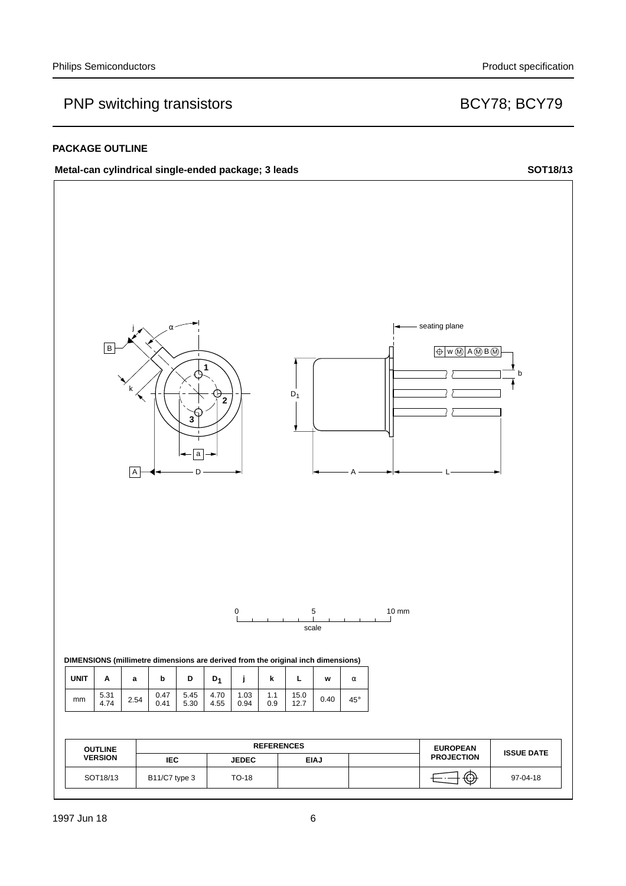## PACKAGE OUTLINE

**Metal-can cylindrical single-ended package; 3 leads** **SOT18/13**

**DIMENSIONS (millimetre dimensions are derived from the original inch dimensions)**

| UNIT | A | a | b | D | $D_1$ | j | k | L | w | α |
|---|---|---|---|---|---|---|---|---|---|---|
| mm | 5.31<br>4.74 | 2.54 | 0.47<br>0.41 | 5.45<br>5.30 | 4.70<br>4.55 | 1.03<br>0.94 | 1.1<br>0.9 | 15.0<br>12.7 | 0.40 | 45° |

| OUTLINE VERSION | REFERENCES | | | | EUROPEAN PROJECTION | ISSUE DATE |
|---|---|---|---|---|---|---|
| | IEC | JEDEC | EIAJ | | | |
| SOT18/13 | B11/C7 type 3 | TO-18 | | | | 97-04-18 |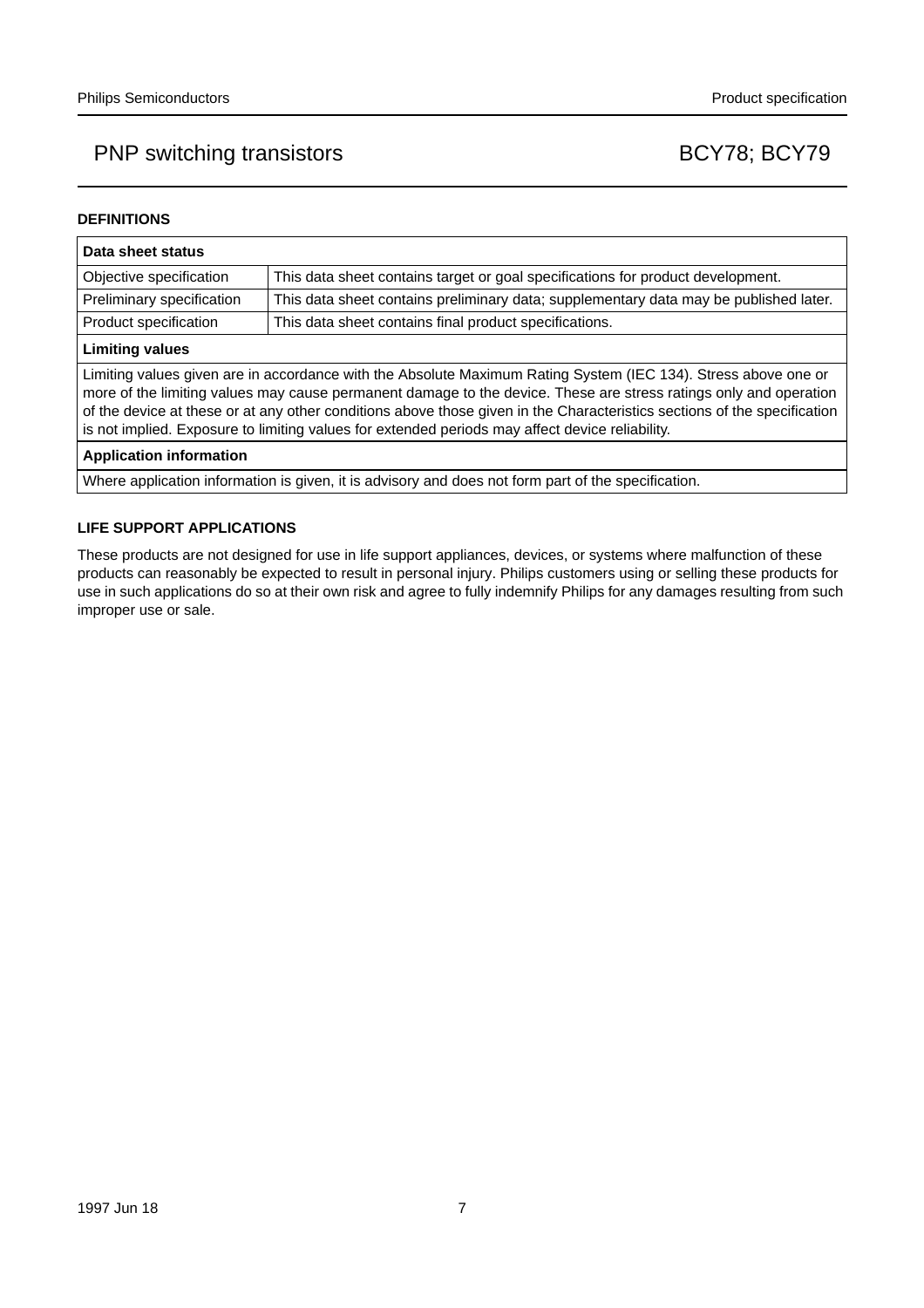## DEFINITIONS

| Data sheet status | |
|---|---|
| Objective specification | This data sheet contains target or goal specifications for product development. |
| Preliminary specification | This data sheet contains preliminary data; supplementary data may be published later. |
| Product specification | This data sheet contains final product specifications. |
| **Limiting values** | |
| Limiting values given are in accordance with the Absolute Maximum Rating System (IEC 134). Stress above one or more of the limiting values may cause permanent damage to the device. These are stress ratings only and operation of the device at these or at any other conditions above those given in the Characteristics sections of the specification is not implied. Exposure to limiting values for extended periods may affect device reliability. | |
| **Application information** | |
| Where application information is given, it is advisory and does not form part of the specification. | |

## LIFE SUPPORT APPLICATIONS

These products are not designed for use in life support appliances, devices, or systems where malfunction of these products can reasonably be expected to result in personal injury. Philips customers using or selling these products for use in such applications do so at their own risk and agree to fully indemnify Philips for any damages resulting from such improper use or sale.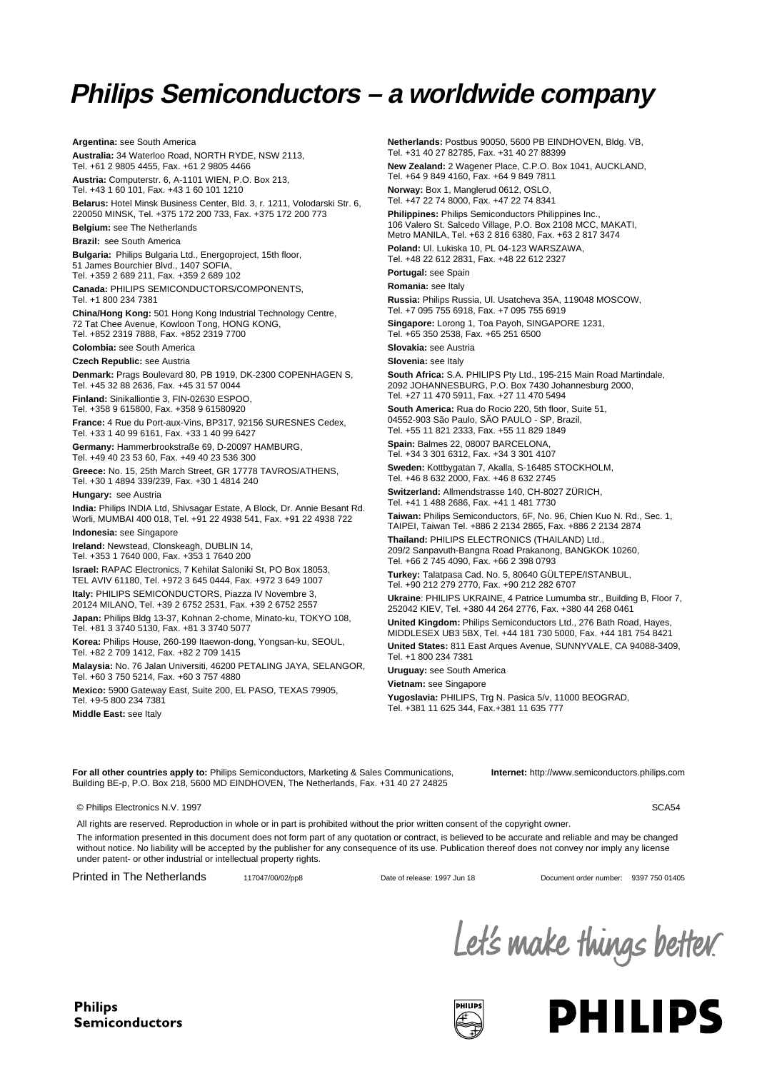# Philips Semiconductors – a worldwide company

**Argentina:** see South America

**Australia:** 34 Waterloo Road, NORTH RYDE, NSW 2113, Tel. +61 2 9805 4455, Fax. +61 2 9805 4466

**Austria:** Computerstr. 6, A-1101 WIEN, P.O. Box 213, Tel. +43 1 60 101, Fax. +43 1 60 101 1210

**Belarus:** Hotel Minsk Business Center, Bld. 3, r. 1211, Volodarski Str. 6, 220050 MINSK, Tel. +375 172 200 733, Fax. +375 172 200 773

**Belgium:** see The Netherlands

**Brazil:** see South America

**Bulgaria:** Philips Bulgaria Ltd., Energoproject, 15th floor, 51 James Bourchier Blvd., 1407 SOFIA, Tel. +359 2 689 211, Fax. +359 2 689 102

**Canada:** PHILIPS SEMICONDUCTORS/COMPONENTS, Tel. +1 800 234 7381

**China/Hong Kong:** 501 Hong Kong Industrial Technology Centre, 72 Tat Chee Avenue, Kowloon Tong, HONG KONG, Tel. +852 2319 7888, Fax. +852 2319 7700

**Colombia:** see South America

**Czech Republic:** see Austria

**Denmark:** Prags Boulevard 80, PB 1919, DK-2300 COPENHAGEN S, Tel. +45 32 88 2636, Fax. +45 31 57 0044

**Finland:** Sinikalliontie 3, FIN-02630 ESPOO, Tel. +358 9 615800, Fax. +358 9 61580920

**France:** 4 Rue du Port-aux-Vins, BP317, 92156 SURESNES Cedex, Tel. +33 1 40 99 6161, Fax. +33 1 40 99 6427

**Germany:** Hammerbrookstraße 69, D-20097 HAMBURG, Tel. +49 40 23 53 60, Fax. +49 40 23 536 300

**Greece:** No. 15, 25th March Street, GR 17778 TAVROS/ATHENS, Tel. +30 1 4894 339/239, Fax. +30 1 4814 240

**Hungary:** see Austria

**India:** Philips INDIA Ltd, Shivsagar Estate, A Block, Dr. Annie Besant Rd. Worli, MUMBAI 400 018, Tel. +91 22 4938 541, Fax. +91 22 4938 722

**Indonesia:** see Singapore

**Ireland:** Newstead, Clonskeagh, DUBLIN 14, Tel. +353 1 7640 000, Fax. +353 1 7640 200

**Israel:** RAPAC Electronics, 7 Kehilat Saloniki St, PO Box 18053, TEL AVIV 61180, Tel. +972 3 645 0444, Fax. +972 3 649 1007

**Italy:** PHILIPS SEMICONDUCTORS, Piazza IV Novembre 3, 20124 MILANO, Tel. +39 2 6752 2531, Fax. +39 2 6752 2557

**Japan:** Philips Bldg 13-37, Kohnan 2-chome, Minato-ku, TOKYO 108, Tel. +81 3 3740 5130, Fax. +81 3 3740 5077

**Korea:** Philips House, 260-199 Itaewon-dong, Yongsan-ku, SEOUL, Tel. +82 2 709 1412, Fax. +82 2 709 1415

**Malaysia:** No. 76 Jalan Universiti, 46200 PETALING JAYA, SELANGOR, Tel. +60 3 750 5214, Fax. +60 3 757 4880

**Mexico:** 5900 Gateway East, Suite 200, EL PASO, TEXAS 79905, Tel. +9-5 800 234 7381

**Middle East:** see Italy

**Netherlands:** Postbus 90050, 5600 PB EINDHOVEN, Bldg. VB, Tel. +31 40 27 82785, Fax. +31 40 27 88399

**New Zealand:** 2 Wagener Place, C.P.O. Box 1041, AUCKLAND, Tel. +64 9 849 4160, Fax. +64 9 849 7811

**Norway:** Box 1, Manglerud 0612, OSLO, Tel. +47 22 74 8000, Fax. +47 22 74 8341

**Philippines:** Philips Semiconductors Philippines Inc., 106 Valero St. Salcedo Village, P.O. Box 2108 MCC, MAKATI, Metro MANILA, Tel. +63 2 816 6380, Fax. +63 2 817 3474

**Poland:** Ul. Lukiska 10, PL 04-123 WARSZAWA, Tel. +48 22 612 2831, Fax. +48 22 612 2327

**Portugal:** see Spain

**Romania:** see Italy

**Russia:** Philips Russia, Ul. Usatcheva 35A, 119048 MOSCOW, Tel. +7 095 755 6918, Fax. +7 095 755 6919

**Singapore:** Lorong 1, Toa Payoh, SINGAPORE 1231, Tel. +65 350 2538, Fax. +65 251 6500

**Slovakia:** see Austria

**Slovenia:** see Italy

**South Africa:** S.A. PHILIPS Pty Ltd., 195-215 Main Road Martindale, 2092 JOHANNESBURG, P.O. Box 7430 Johannesburg 2000, Tel. +27 11 470 5911, Fax. +27 11 470 5494

**South America:** Rua do Rocio 220, 5th floor, Suite 51, 04552-903 São Paulo, SÃO PAULO - SP, Brazil, Tel. +55 11 821 2333, Fax. +55 11 829 1849

**Spain:** Balmes 22, 08007 BARCELONA, Tel. +34 3 301 6312, Fax. +34 3 301 4107

**Sweden:** Kottbygatan 7, Akalla, S-16485 STOCKHOLM, Tel. +46 8 632 2000, Fax. +46 8 632 2745

**Switzerland:** Allmendstrasse 140, CH-8027 ZÜRICH, Tel. +41 1 488 2686, Fax. +41 1 481 7730

**Taiwan:** Philips Semiconductors, 6F, No. 96, Chien Kuo N. Rd., Sec. 1, TAIPEI, Taiwan Tel. +886 2 2134 2865, Fax. +886 2 2134 2874

**Thailand:** PHILIPS ELECTRONICS (THAILAND) Ltd., 209/2 Sanpavuth-Bangna Road Prakanong, BANGKOK 10260, Tel. +66 2 745 4090, Fax. +66 2 398 0793

**Turkey:** Talatpasa Cad. No. 5, 80640 GÜLTEPE/ISTANBUL, Tel. +90 212 279 2770, Fax. +90 212 282 6707

**Ukraine**: PHILIPS UKRAINE, 4 Patrice Lumumba str., Building B, Floor 7, 252042 KIEV, Tel. +380 44 264 2776, Fax. +380 44 268 0461

**United Kingdom:** Philips Semiconductors Ltd., 276 Bath Road, Hayes, MIDDLESEX UB3 5BX, Tel. +44 181 730 5000, Fax. +44 181 754 8421

**United States:** 811 East Arques Avenue, SUNNYVALE, CA 94088-3409, Tel. +1 800 234 7381

**Uruguay:** see South America

**Vietnam:** see Singapore

**Yugoslavia:** PHILIPS, Trg N. Pasica 5/v, 11000 BEOGRAD, Tel. +381 11 625 344, Fax.+381 11 635 777

**For all other countries apply to:** Philips Semiconductors, Marketing & Sales Communications, Building BE-p, P.O. Box 218, 5600 MD EINDHOVEN, The Netherlands, Fax. +31 40 27 24825

**Internet:** http://www.semiconductors.philips.com

© Philips Electronics N.V. 1997 SCA54

All rights are reserved. Reproduction in whole or in part is prohibited without the prior written consent of the copyright owner.

The information presented in this document does not form part of any quotation or contract, is believed to be accurate and reliable and may be changed without notice. No liability will be accepted by the publisher for any consequence of its use. Publication thereof does not convey nor imply any license under patent- or other industrial or intellectual property rights.

Printed in The Netherlands 117047/00/02/pp8 Date of release: 1997 Jun 18 Document order number: 9397 750 01405

Let's make things better.

Philips Semiconductors

PHILIPS